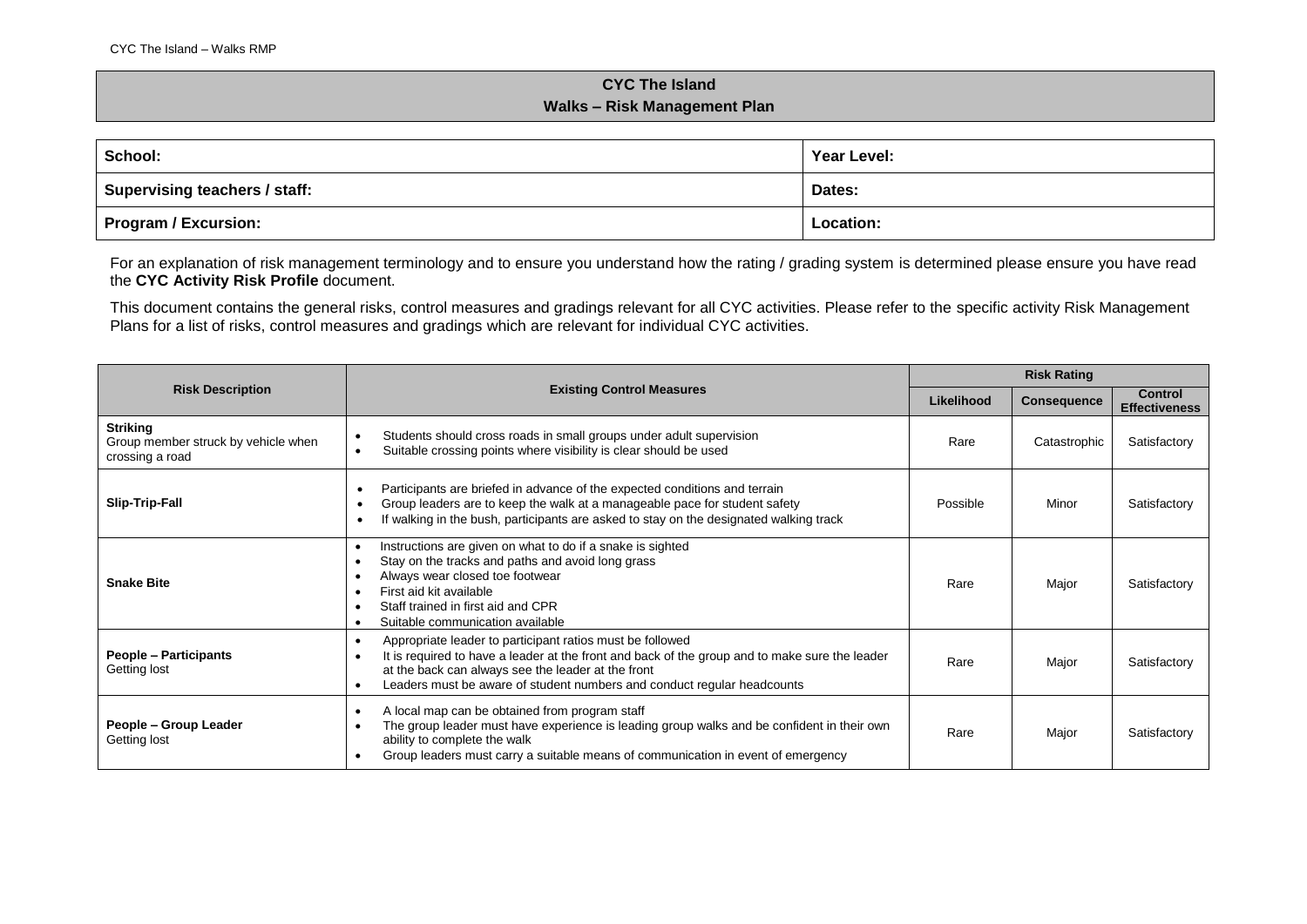# CYC The Island
## Walks – Risk Management Plan

| School: | Year Level: |
|---|---|
| Supervising teachers / staff: | Dates: |
| Program / Excursion: | Location: |

For an explanation of risk management terminology and to ensure you understand how the rating / grading system is determined please ensure you have read the **CYC Activity Risk Profile** document.

This document contains the general risks, control measures and gradings relevant for all CYC activities. Please refer to the specific activity Risk Management Plans for a list of risks, control measures and gradings which are relevant for individual CYC activities.

| Risk Description | Existing Control Measures | Risk Rating | | |
|---|---|---|---|---|
| | | Likelihood | Consequence | Control Effectiveness |
| **Striking**<br>Group member struck by vehicle when crossing a road | • Students should cross roads in small groups under adult supervision<br>• Suitable crossing points where visibility is clear should be used | Rare | Catastrophic | Satisfactory |
| **Slip-Trip-Fall** | • Participants are briefed in advance of the expected conditions and terrain<br>• Group leaders are to keep the walk at a manageable pace for student safety<br>• If walking in the bush, participants are asked to stay on the designated walking track | Possible | Minor | Satisfactory |
| **Snake Bite** | • Instructions are given on what to do if a snake is sighted<br>• Stay on the tracks and paths and avoid long grass<br>• Always wear closed toe footwear<br>• First aid kit available<br>• Staff trained in first aid and CPR<br>• Suitable communication available | Rare | Major | Satisfactory |
| **People – Participants**<br>Getting lost | • Appropriate leader to participant ratios must be followed<br>• It is required to have a leader at the front and back of the group and to make sure the leader at the back can always see the leader at the front<br>• Leaders must be aware of student numbers and conduct regular headcounts | Rare | Major | Satisfactory |
| **People – Group Leader**<br>Getting lost | • A local map can be obtained from program staff<br>• The group leader must have experience is leading group walks and be confident in their own ability to complete the walk<br>• Group leaders must carry a suitable means of communication in event of emergency | Rare | Major | Satisfactory |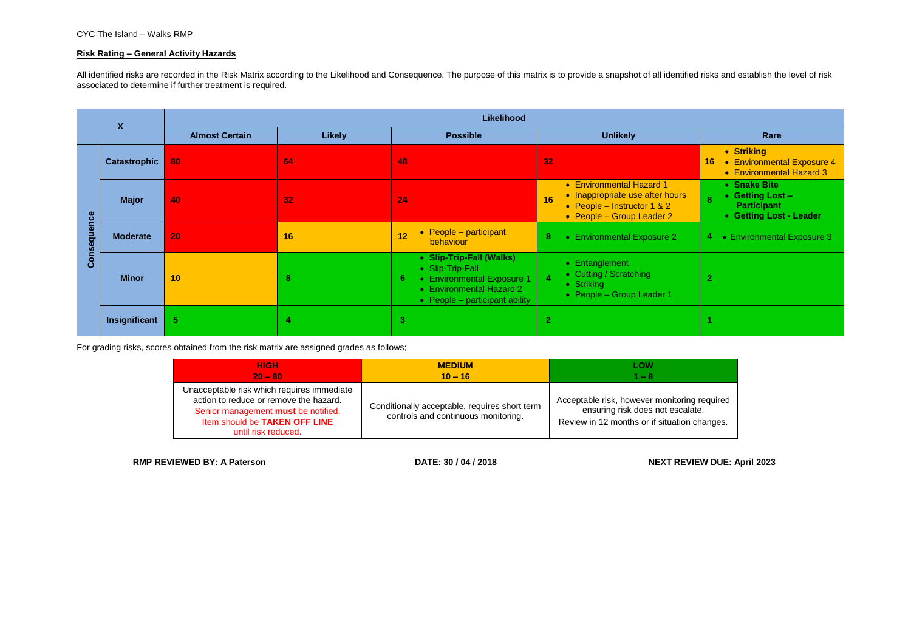CYC The Island – Walks RMP

**Risk Rating – General Activity Hazards**

All identified risks are recorded in the Risk Matrix according to the Likelihood and Consequence. The purpose of this matrix is to provide a snapshot of all identified risks and establish the level of risk associated to determine if further treatment is required.

| X | | Likelihood | | | | |
|---|---|---|---|---|---|---|
| | | **Almost Certain** | **Likely** | **Possible** | **Unlikely** | **Rare** |
| **Consequence** | **Catastrophic** | 80 | 64 | 48 | 32 | 16 • **Striking** • Environmental Exposure 4 • Environmental Hazard 3 |
| | **Major** | 40 | 32 | 24 | 16 • Environmental Hazard 1 • Inappropriate use after hours • People – Instructor 1 & 2 • People – Group Leader 2 | 8 • **Snake Bite** • **Getting Lost – Participant** • **Getting Lost - Leader** |
| | **Moderate** | 20 | 16 | 12 • People – participant behaviour | 8 • Environmental Exposure 2 | 4 • Environmental Exposure 3 |
| | **Minor** | 10 | 8 | 6 • **Slip-Trip-Fall (Walks)** • Slip-Trip-Fall • Environmental Exposure 1 • Environmental Hazard 2 • People – participant ability | 4 • Entanglement • Cutting / Scratching • Striking • People – Group Leader 1 | 2 |
| | **Insignificant** | 5 | 4 | 3 | 2 | 1 |

For grading risks, scores obtained from the risk matrix are assigned grades as follows;

| **HIGH**<br>**20 – 80** | **MEDIUM**<br>**10 – 16** | **LOW**<br>**1 – 8** |
|---|---|---|
| Unacceptable risk which requires immediate action to reduce or remove the hazard. Senior management **must** be notified. Item should be **TAKEN OFF LINE** until risk reduced. | Conditionally acceptable, requires short term controls and continuous monitoring. | Acceptable risk, however monitoring required ensuring risk does not escalate. Review in 12 months or if situation changes. |

**RMP REVIEWED BY: A Paterson** **DATE: 30 / 04 / 2018** **NEXT REVIEW DUE: April 2023**